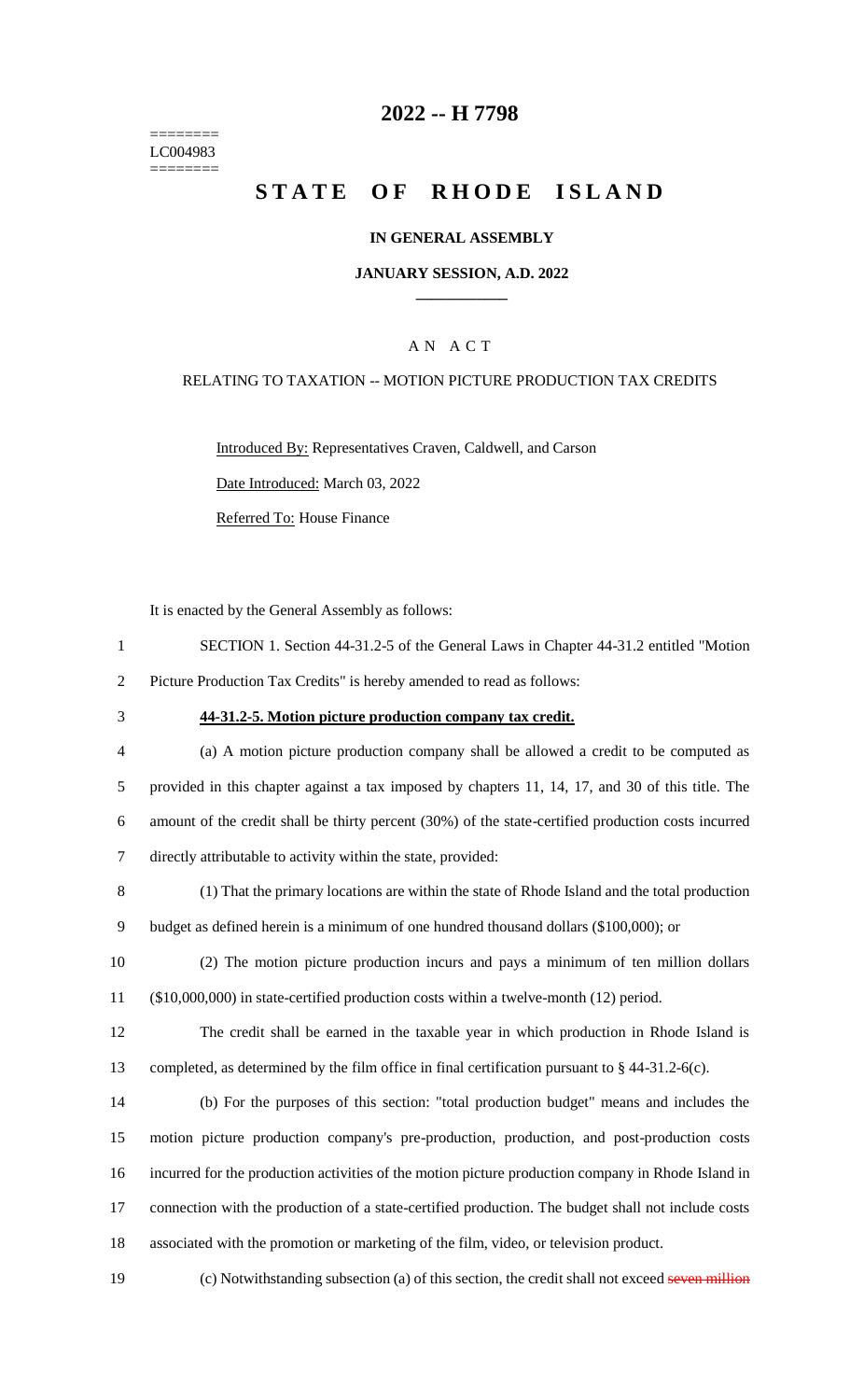========
LC004983
========

# 2022 -- H 7798

# STATE OF RHODE ISLAND

## IN GENERAL ASSEMBLY

### JANUARY SESSION, A.D. 2022

---

A N A C T

RELATING TO TAXATION -- MOTION PICTURE PRODUCTION TAX CREDITS

Introduced By: Representatives Craven, Caldwell, and Carson

Date Introduced: March 03, 2022

Referred To: House Finance

It is enacted by the General Assembly as follows:

1 SECTION 1. Section 44-31.2-5 of the General Laws in Chapter 44-31.2 entitled "Motion
2 Picture Production Tax Credits" is hereby amended to read as follows:

3 **44-31.2-5. Motion picture production company tax credit.**

4 (a) A motion picture production company shall be allowed a credit to be computed as
5 provided in this chapter against a tax imposed by chapters 11, 14, 17, and 30 of this title. The
6 amount of the credit shall be thirty percent (30%) of the state-certified production costs incurred
7 directly attributable to activity within the state, provided:

8 (1) That the primary locations are within the state of Rhode Island and the total production
9 budget as defined herein is a minimum of one hundred thousand dollars ($100,000); or

10 (2) The motion picture production incurs and pays a minimum of ten million dollars
11 ($10,000,000) in state-certified production costs within a twelve-month (12) period.

12 The credit shall be earned in the taxable year in which production in Rhode Island is
13 completed, as determined by the film office in final certification pursuant to § 44-31.2-6(c).

14 (b) For the purposes of this section: "total production budget" means and includes the
15 motion picture production company's pre-production, production, and post-production costs
16 incurred for the production activities of the motion picture production company in Rhode Island in
17 connection with the production of a state-certified production. The budget shall not include costs
18 associated with the promotion or marketing of the film, video, or television product.

19 (c) Notwithstanding subsection (a) of this section, the credit shall not exceed ~~seven million~~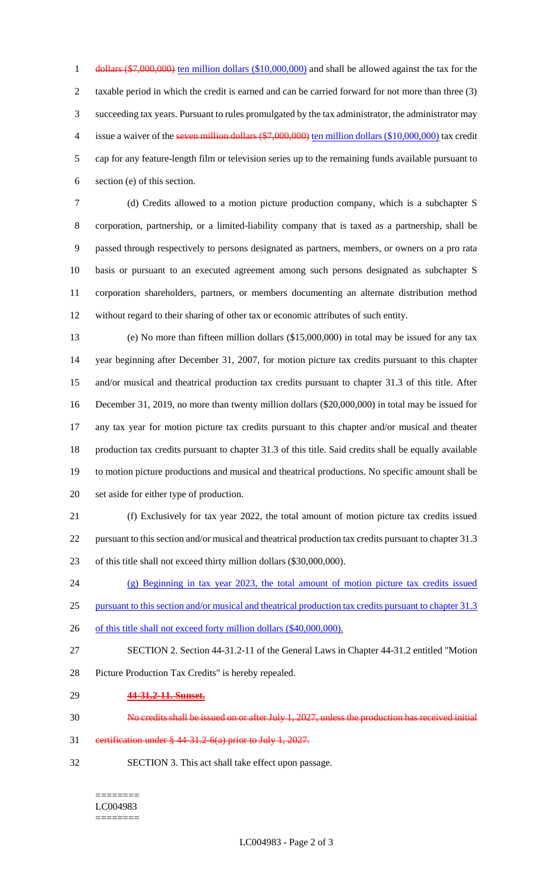~~dollars ($7,000,000)~~ ten million dollars ($10,000,000) and shall be allowed against the tax for the taxable period in which the credit is earned and can be carried forward for not more than three (3) succeeding tax years. Pursuant to rules promulgated by the tax administrator, the administrator may issue a waiver of the ~~seven million dollars ($7,000,000)~~ ten million dollars ($10,000,000) tax credit cap for any feature-length film or television series up to the remaining funds available pursuant to section (e) of this section.

(d) Credits allowed to a motion picture production company, which is a subchapter S corporation, partnership, or a limited-liability company that is taxed as a partnership, shall be passed through respectively to persons designated as partners, members, or owners on a pro rata basis or pursuant to an executed agreement among such persons designated as subchapter S corporation shareholders, partners, or members documenting an alternate distribution method without regard to their sharing of other tax or economic attributes of such entity.

(e) No more than fifteen million dollars ($15,000,000) in total may be issued for any tax year beginning after December 31, 2007, for motion picture tax credits pursuant to this chapter and/or musical and theatrical production tax credits pursuant to chapter 31.3 of this title. After December 31, 2019, no more than twenty million dollars ($20,000,000) in total may be issued for any tax year for motion picture tax credits pursuant to this chapter and/or musical and theater production tax credits pursuant to chapter 31.3 of this title. Said credits shall be equally available to motion picture productions and musical and theatrical productions. No specific amount shall be set aside for either type of production.

(f) Exclusively for tax year 2022, the total amount of motion picture tax credits issued pursuant to this section and/or musical and theatrical production tax credits pursuant to chapter 31.3 of this title shall not exceed thirty million dollars ($30,000,000).

(g) Beginning in tax year 2023, the total amount of motion picture tax credits issued pursuant to this section and/or musical and theatrical production tax credits pursuant to chapter 31.3 of this title shall not exceed forty million dollars ($40,000,000).

SECTION 2. Section 44-31.2-11 of the General Laws in Chapter 44-31.2 entitled "Motion Picture Production Tax Credits" is hereby repealed.

~~**44-31.2-11. Sunset.**~~

~~No credits shall be issued on or after July 1, 2027, unless the production has received initial certification under § 44-31.2-6(a) prior to July 1, 2027.~~

SECTION 3. This act shall take effect upon passage.

========
LC004983
========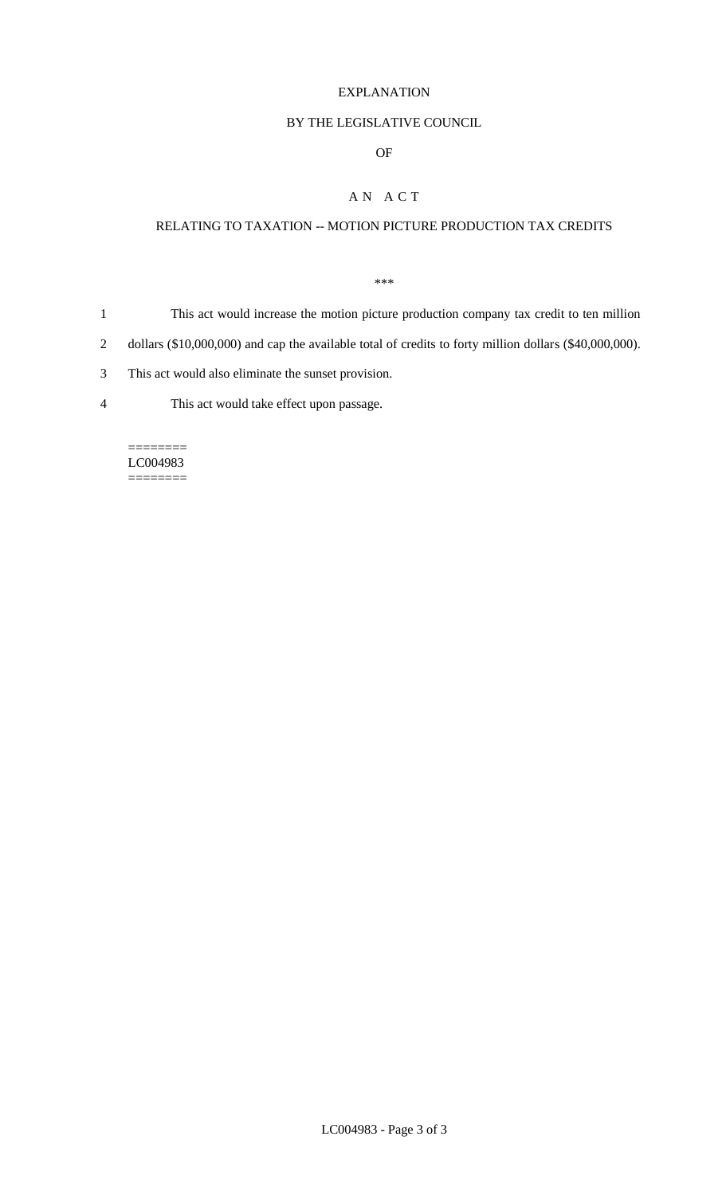EXPLANATION

BY THE LEGISLATIVE COUNCIL

OF

A N A C T

RELATING TO TAXATION -- MOTION PICTURE PRODUCTION TAX CREDITS

\*\*\*

1 This act would increase the motion picture production company tax credit to ten million
2 dollars ($10,000,000) and cap the available total of credits to forty million dollars ($40,000,000).
3 This act would also eliminate the sunset provision.
4 This act would take effect upon passage.

========
LC004983
========